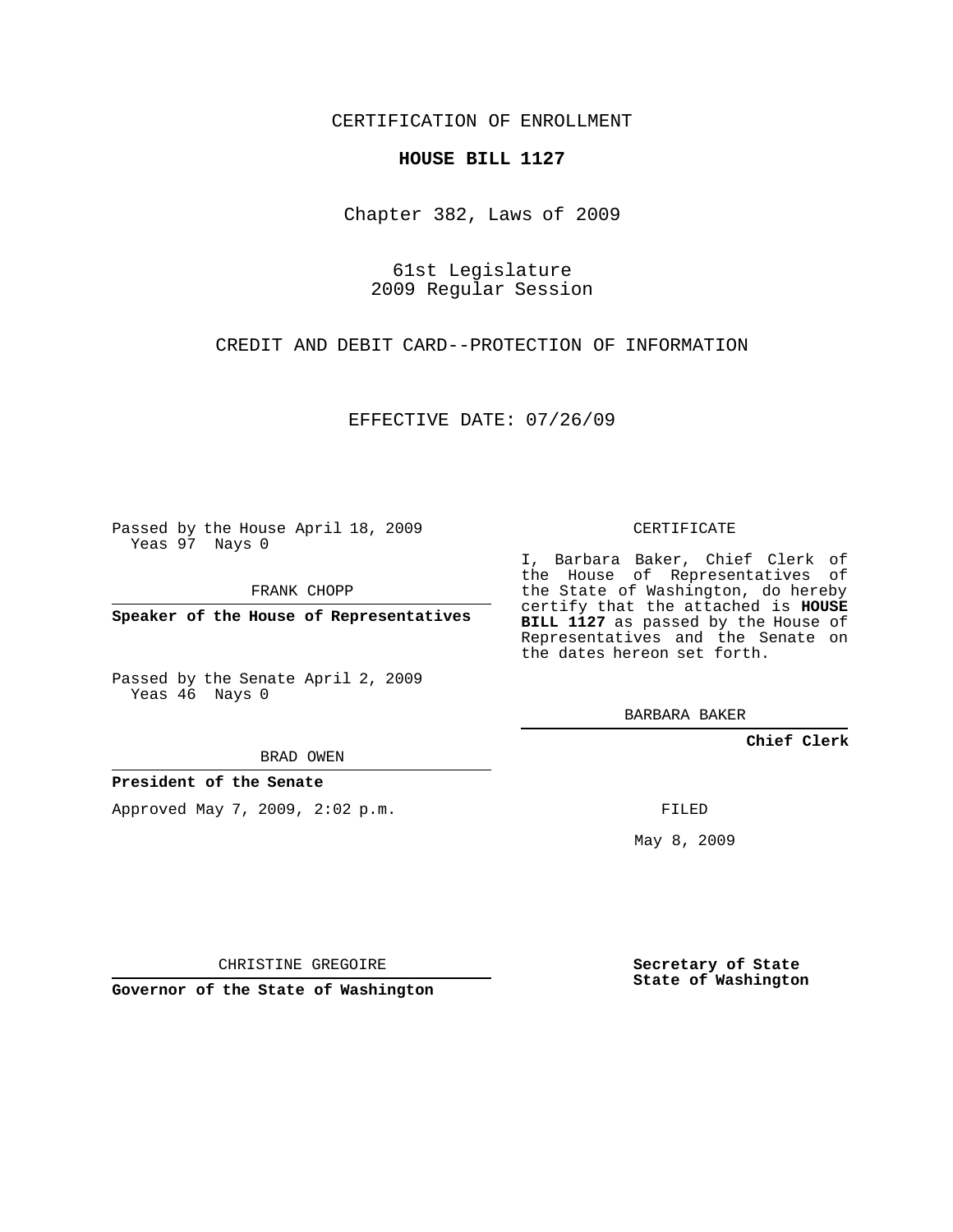CERTIFICATION OF ENROLLMENT

**HOUSE BILL 1127**

Chapter 382, Laws of 2009

61st Legislature
2009 Regular Session

CREDIT AND DEBIT CARD--PROTECTION OF INFORMATION

EFFECTIVE DATE: 07/26/09

Passed by the House April 18, 2009
Yeas 97 Nays 0

FRANK CHOPP

**Speaker of the House of Representatives**

Passed by the Senate April 2, 2009
Yeas 46 Nays 0

BRAD OWEN

**President of the Senate**

Approved May 7, 2009, 2:02 p.m.

CHRISTINE GREGOIRE

**Governor of the State of Washington**

CERTIFICATE

I, Barbara Baker, Chief Clerk of the House of Representatives of the State of Washington, do hereby certify that the attached is **HOUSE BILL 1127** as passed by the House of Representatives and the Senate on the dates hereon set forth.

BARBARA BAKER

**Chief Clerk**

FILED

May 8, 2009

**Secretary of State**
**State of Washington**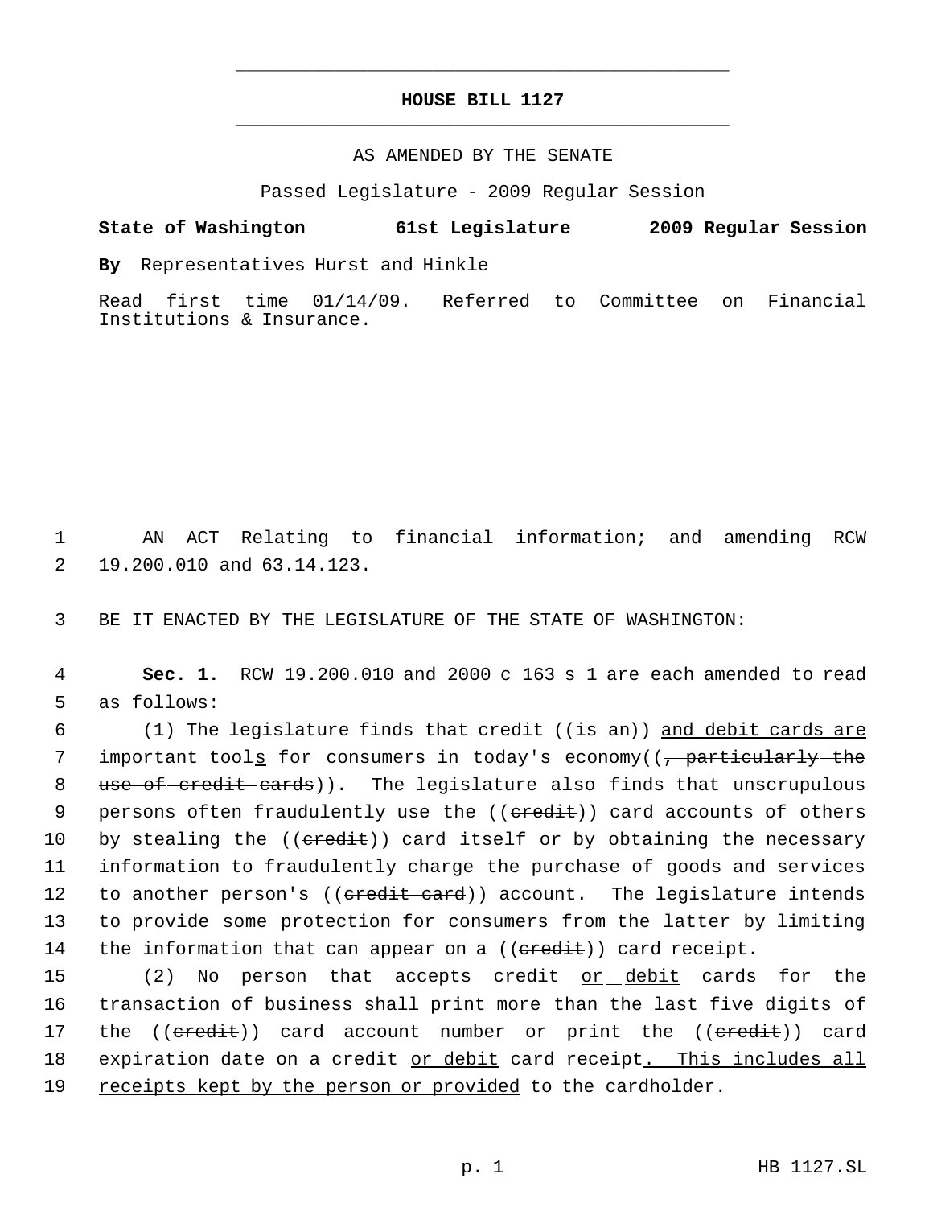# HOUSE BILL 1127

AS AMENDED BY THE SENATE

Passed Legislature - 2009 Regular Session

**State of Washington 61st Legislature 2009 Regular Session**

**By** Representatives Hurst and Hinkle

Read first time 01/14/09. Referred to Committee on Financial Institutions & Insurance.

AN ACT Relating to financial information; and amending RCW 19.200.010 and 63.14.123.

BE IT ENACTED BY THE LEGISLATURE OF THE STATE OF WASHINGTON:

**Sec. 1.** RCW 19.200.010 and 2000 c 163 s 1 are each amended to read as follows:

(1) The legislature finds that credit ((~~is an~~)) <u>and debit cards are</u> important tool<u>s</u> for consumers in today's economy((~~, particularly the use of credit cards~~)). The legislature also finds that unscrupulous persons often fraudulently use the ((~~credit~~)) card accounts of others by stealing the ((~~credit~~)) card itself or by obtaining the necessary information to fraudulently charge the purchase of goods and services to another person's ((~~credit card~~)) account. The legislature intends to provide some protection for consumers from the latter by limiting the information that can appear on a ((~~credit~~)) card receipt.

(2) No person that accepts credit <u>or debit</u> cards for the transaction of business shall print more than the last five digits of the ((~~credit~~)) card account number or print the ((~~credit~~)) card expiration date on a credit <u>or debit</u> card receipt<u>. This includes all receipts kept by the person or provided</u> to the cardholder.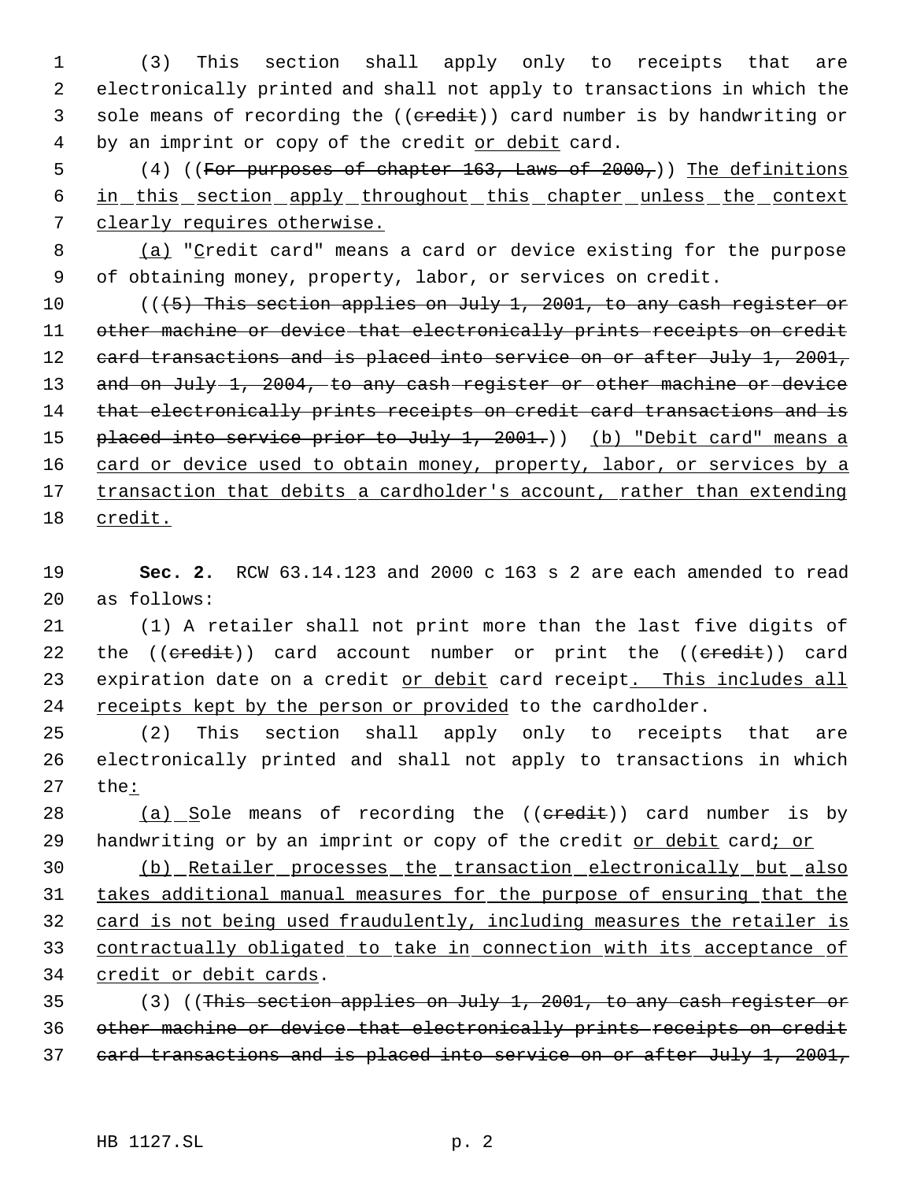(3) This section shall apply only to receipts that are electronically printed and shall not apply to transactions in which the sole means of recording the ((~~credit~~)) card number is by handwriting or by an imprint or copy of the credit <u>or debit</u> card.

(4) ((~~For purposes of chapter 163, Laws of 2000,~~)) <u>The definitions in this section apply throughout this chapter unless the context clearly requires otherwise.</u>

<u>(a)</u> "<u>C</u>redit card" means a card or device existing for the purpose of obtaining money, property, labor, or services on credit.

((~~(5) This section applies on July 1, 2001, to any cash register or other machine or device that electronically prints receipts on credit card transactions and is placed into service on or after July 1, 2001, and on July 1, 2004, to any cash register or other machine or device that electronically prints receipts on credit card transactions and is placed into service prior to July 1, 2001.~~)) <u>(b) "Debit card" means a card or device used to obtain money, property, labor, or services by a transaction that debits a cardholder's account, rather than extending credit.</u>

**Sec. 2.** RCW 63.14.123 and 2000 c 163 s 2 are each amended to read as follows:

(1) A retailer shall not print more than the last five digits of the ((~~credit~~)) card account number or print the ((~~credit~~)) card expiration date on a credit <u>or debit</u> card receipt<u>. This includes all receipts kept by the person or provided</u> to the cardholder.

(2) This section shall apply only to receipts that are electronically printed and shall not apply to transactions in which the<u>:</u>

<u>(a) S</u>ole means of recording the ((~~credit~~)) card number is by handwriting or by an imprint or copy of the credit <u>or debit</u> card<u>; or</u>

<u>(b) Retailer processes the transaction electronically but also takes additional manual measures for the purpose of ensuring that the card is not being used fraudulently, including measures the retailer is contractually obligated to take in connection with its acceptance of credit or debit cards</u>.

(3) ((~~This section applies on July 1, 2001, to any cash register or other machine or device that electronically prints receipts on credit card transactions and is placed into service on or after July 1, 2001,~~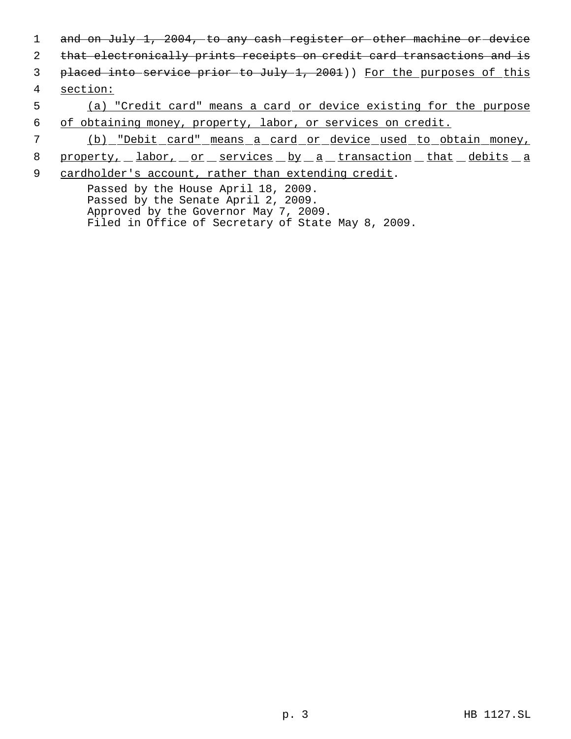~~and on July 1, 2004, to any cash register or other machine or device that electronically prints receipts on credit card transactions and is placed into service prior to July 1, 2001~~)) <u>For the purposes of this section:</u>

<u>(a) "Credit card" means a card or device existing for the purpose of obtaining money, property, labor, or services on credit.</u>

<u>(b) "Debit card" means a card or device used to obtain money, property, labor, or services by a transaction that debits a cardholder's account, rather than extending credit</u>.

Passed by the House April 18, 2009.
Passed by the Senate April 2, 2009.
Approved by the Governor May 7, 2009.
Filed in Office of Secretary of State May 8, 2009.